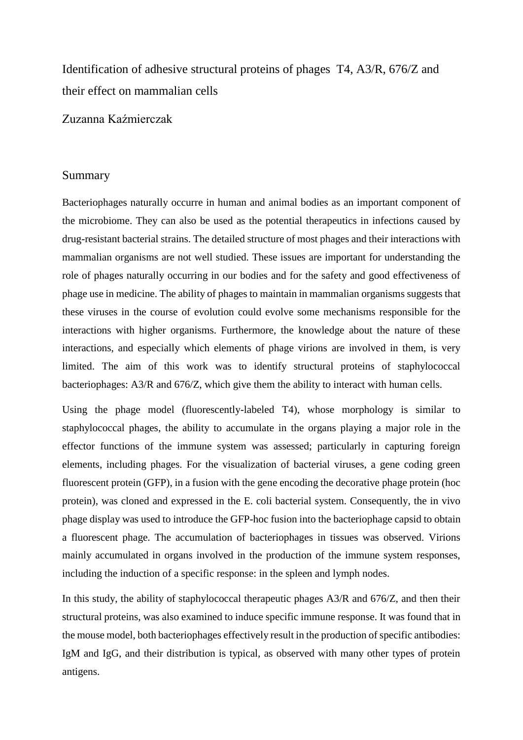# Identification of adhesive structural proteins of phages T4, A3/R, 676/Z and their effect on mammalian cells

Zuzanna Kaźmierczak

## Summary

Bacteriophages naturally occurre in human and animal bodies as an important component of the microbiome. They can also be used as the potential therapeutics in infections caused by drug-resistant bacterial strains. The detailed structure of most phages and their interactions with mammalian organisms are not well studied. These issues are important for understanding the role of phages naturally occurring in our bodies and for the safety and good effectiveness of phage use in medicine. The ability of phages to maintain in mammalian organisms suggests that these viruses in the course of evolution could evolve some mechanisms responsible for the interactions with higher organisms. Furthermore, the knowledge about the nature of these interactions, and especially which elements of phage virions are involved in them, is very limited. The aim of this work was to identify structural proteins of staphylococcal bacteriophages: A3/R and 676/Z, which give them the ability to interact with human cells.

Using the phage model (fluorescently-labeled T4), whose morphology is similar to staphylococcal phages, the ability to accumulate in the organs playing a major role in the effector functions of the immune system was assessed; particularly in capturing foreign elements, including phages. For the visualization of bacterial viruses, a gene coding green fluorescent protein (GFP), in a fusion with the gene encoding the decorative phage protein (hoc protein), was cloned and expressed in the E. coli bacterial system. Consequently, the in vivo phage display was used to introduce the GFP-hoc fusion into the bacteriophage capsid to obtain a fluorescent phage. The accumulation of bacteriophages in tissues was observed. Virions mainly accumulated in organs involved in the production of the immune system responses, including the induction of a specific response: in the spleen and lymph nodes.

In this study, the ability of staphylococcal therapeutic phages A3/R and 676/Z, and then their structural proteins, was also examined to induce specific immune response. It was found that in the mouse model, both bacteriophages effectively result in the production of specific antibodies: IgM and IgG, and their distribution is typical, as observed with many other types of protein antigens.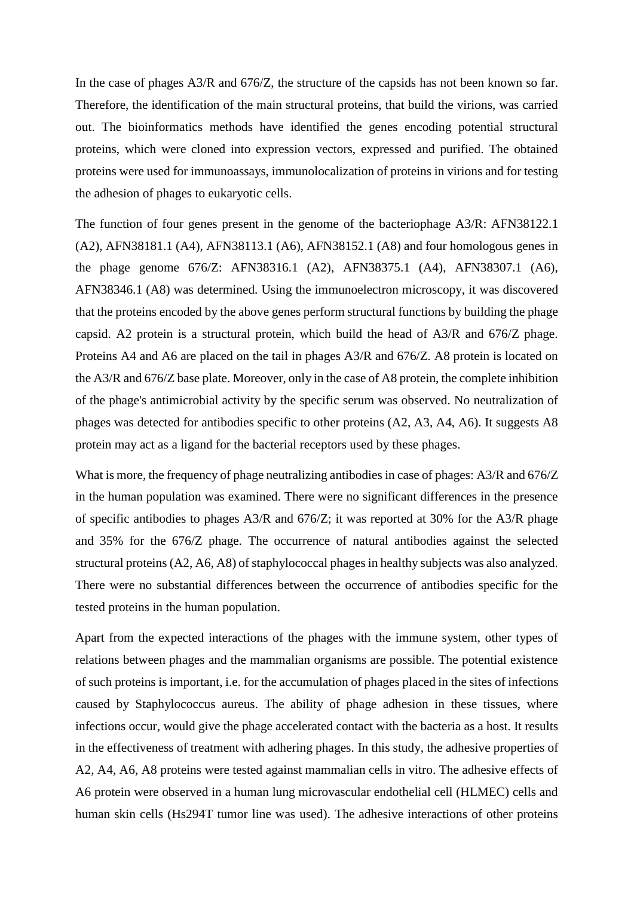In the case of phages A3/R and 676/Z, the structure of the capsids has not been known so far. Therefore, the identification of the main structural proteins, that build the virions, was carried out. The bioinformatics methods have identified the genes encoding potential structural proteins, which were cloned into expression vectors, expressed and purified. The obtained proteins were used for immunoassays, immunolocalization of proteins in virions and for testing the adhesion of phages to eukaryotic cells.

The function of four genes present in the genome of the bacteriophage A3/R: AFN38122.1 (A2), AFN38181.1 (A4), AFN38113.1 (A6), AFN38152.1 (A8) and four homologous genes in the phage genome 676/Z: AFN38316.1 (A2), AFN38375.1 (A4), AFN38307.1 (A6), AFN38346.1 (A8) was determined. Using the immunoelectron microscopy, it was discovered that the proteins encoded by the above genes perform structural functions by building the phage capsid. A2 protein is a structural protein, which build the head of A3/R and 676/Z phage. Proteins A4 and A6 are placed on the tail in phages A3/R and 676/Z. A8 protein is located on the A3/R and 676/Z base plate. Moreover, only in the case of A8 protein, the complete inhibition of the phage's antimicrobial activity by the specific serum was observed. No neutralization of phages was detected for antibodies specific to other proteins (A2, A3, A4, A6). It suggests A8 protein may act as a ligand for the bacterial receptors used by these phages.

What is more, the frequency of phage neutralizing antibodies in case of phages: A3/R and 676/Z in the human population was examined. There were no significant differences in the presence of specific antibodies to phages A3/R and 676/Z; it was reported at 30% for the A3/R phage and 35% for the 676/Z phage. The occurrence of natural antibodies against the selected structural proteins (A2, A6, A8) of staphylococcal phages in healthy subjects was also analyzed. There were no substantial differences between the occurrence of antibodies specific for the tested proteins in the human population.

Apart from the expected interactions of the phages with the immune system, other types of relations between phages and the mammalian organisms are possible. The potential existence of such proteins is important, i.e. for the accumulation of phages placed in the sites of infections caused by Staphylococcus aureus. The ability of phage adhesion in these tissues, where infections occur, would give the phage accelerated contact with the bacteria as a host. It results in the effectiveness of treatment with adhering phages. In this study, the adhesive properties of A2, A4, A6, A8 proteins were tested against mammalian cells in vitro. The adhesive effects of A6 protein were observed in a human lung microvascular endothelial cell (HLMEC) cells and human skin cells (Hs294T tumor line was used). The adhesive interactions of other proteins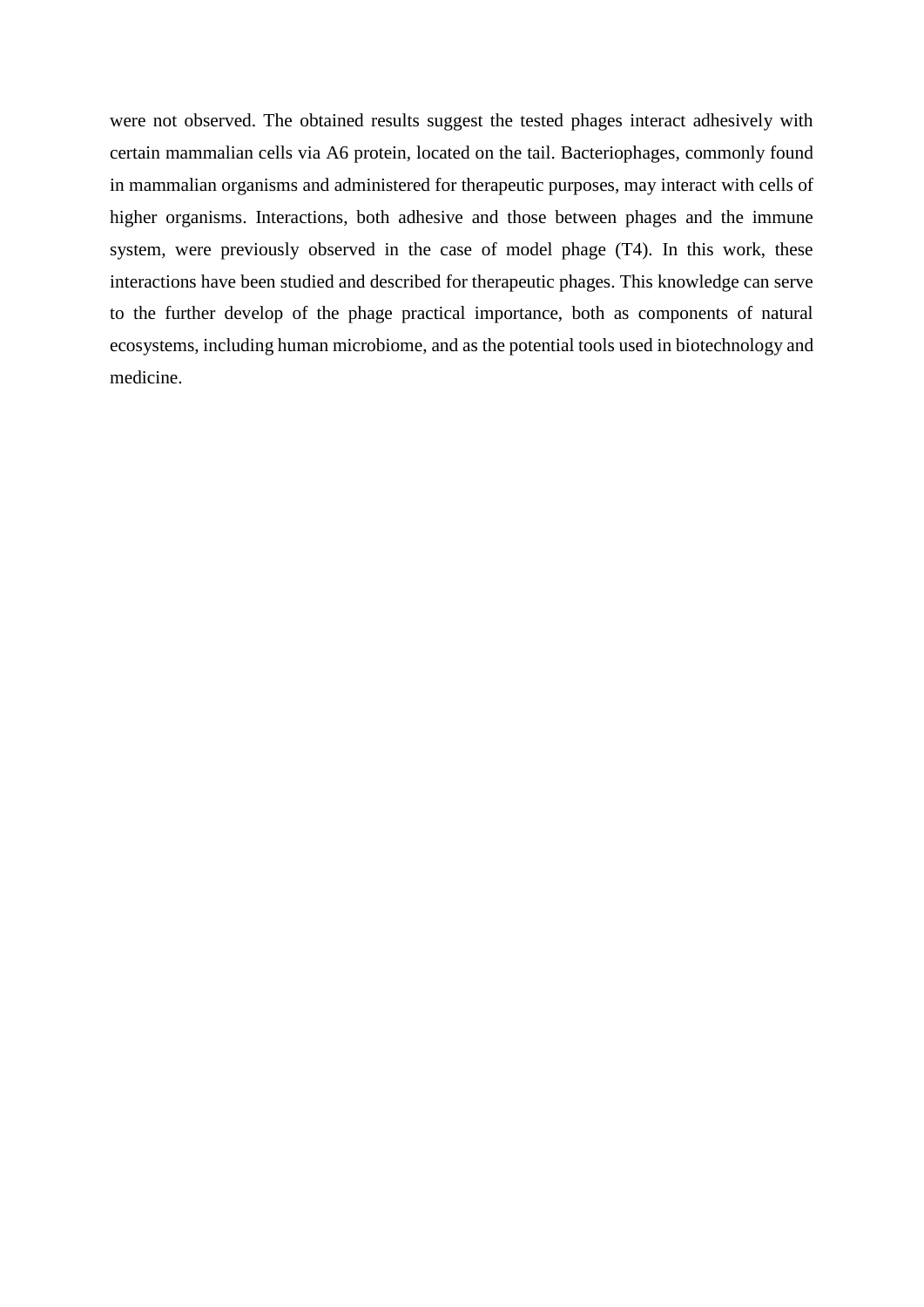were not observed. The obtained results suggest the tested phages interact adhesively with certain mammalian cells via A6 protein, located on the tail. Bacteriophages, commonly found in mammalian organisms and administered for therapeutic purposes, may interact with cells of higher organisms. Interactions, both adhesive and those between phages and the immune system, were previously observed in the case of model phage (T4). In this work, these interactions have been studied and described for therapeutic phages. This knowledge can serve to the further develop of the phage practical importance, both as components of natural ecosystems, including human microbiome, and as the potential tools used in biotechnology and medicine.